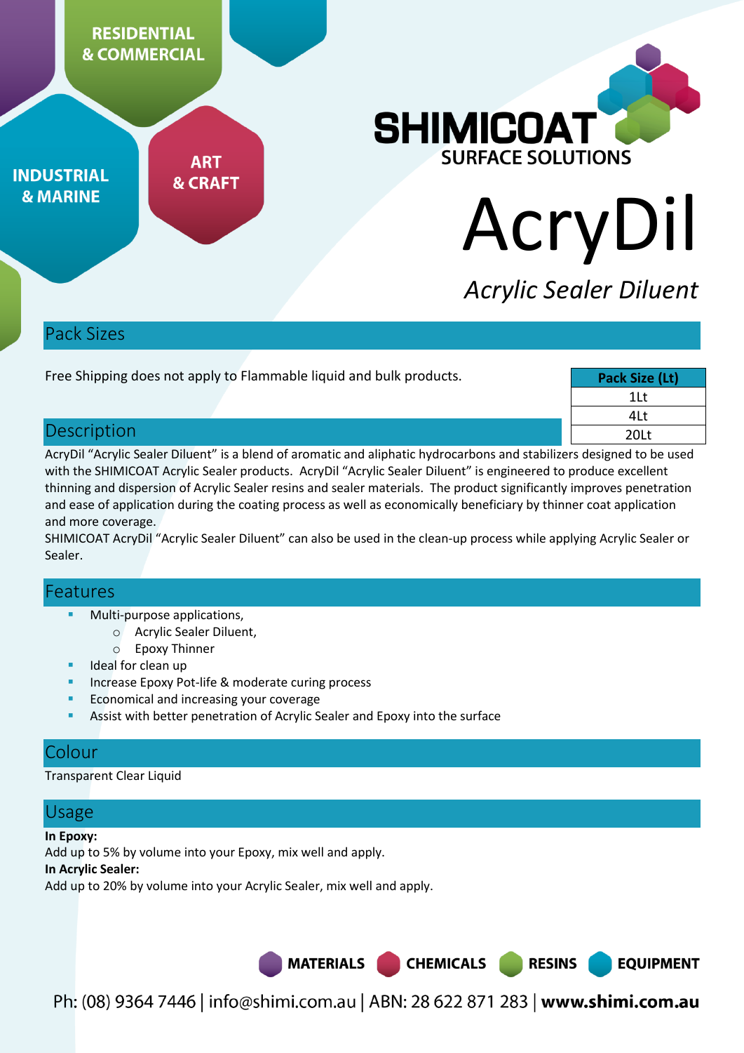RESIDENTIAL & COMMERCIAL

INDUSTRIAL & MARINE

ART & CRAFT

SHIMICOAT SURFACE SOLUTIONS

# AcryDil

*Acrylic Sealer Diluent*

## Pack Sizes

Free Shipping does not apply to Flammable liquid and bulk products.

| Pack Size (Lt) |
|---|
| 1Lt |
| 4Lt |
| 20Lt |

## Description

AcryDil "Acrylic Sealer Diluent" is a blend of aromatic and aliphatic hydrocarbons and stabilizers designed to be used with the SHIMICOAT Acrylic Sealer products. AcryDil "Acrylic Sealer Diluent" is engineered to produce excellent thinning and dispersion of Acrylic Sealer resins and sealer materials. The product significantly improves penetration and ease of application during the coating process as well as economically beneficiary by thinner coat application and more coverage.

SHIMICOAT AcryDil "Acrylic Sealer Diluent" can also be used in the clean-up process while applying Acrylic Sealer or Sealer.

## Features

- Multi-purpose applications,
  - Acrylic Sealer Diluent,
  - Epoxy Thinner
- Ideal for clean up
- Increase Epoxy Pot-life & moderate curing process
- Economical and increasing your coverage
- Assist with better penetration of Acrylic Sealer and Epoxy into the surface

## Colour

Transparent Clear Liquid

## Usage

**In Epoxy:**
Add up to 5% by volume into your Epoxy, mix well and apply.
**In Acrylic Sealer:**
Add up to 20% by volume into your Acrylic Sealer, mix well and apply.

MATERIALS CHEMICALS RESINS EQUIPMENT

Ph: (08) 9364 7446 | info@shimi.com.au | ABN: 28 622 871 283 | **www.shimi.com.au**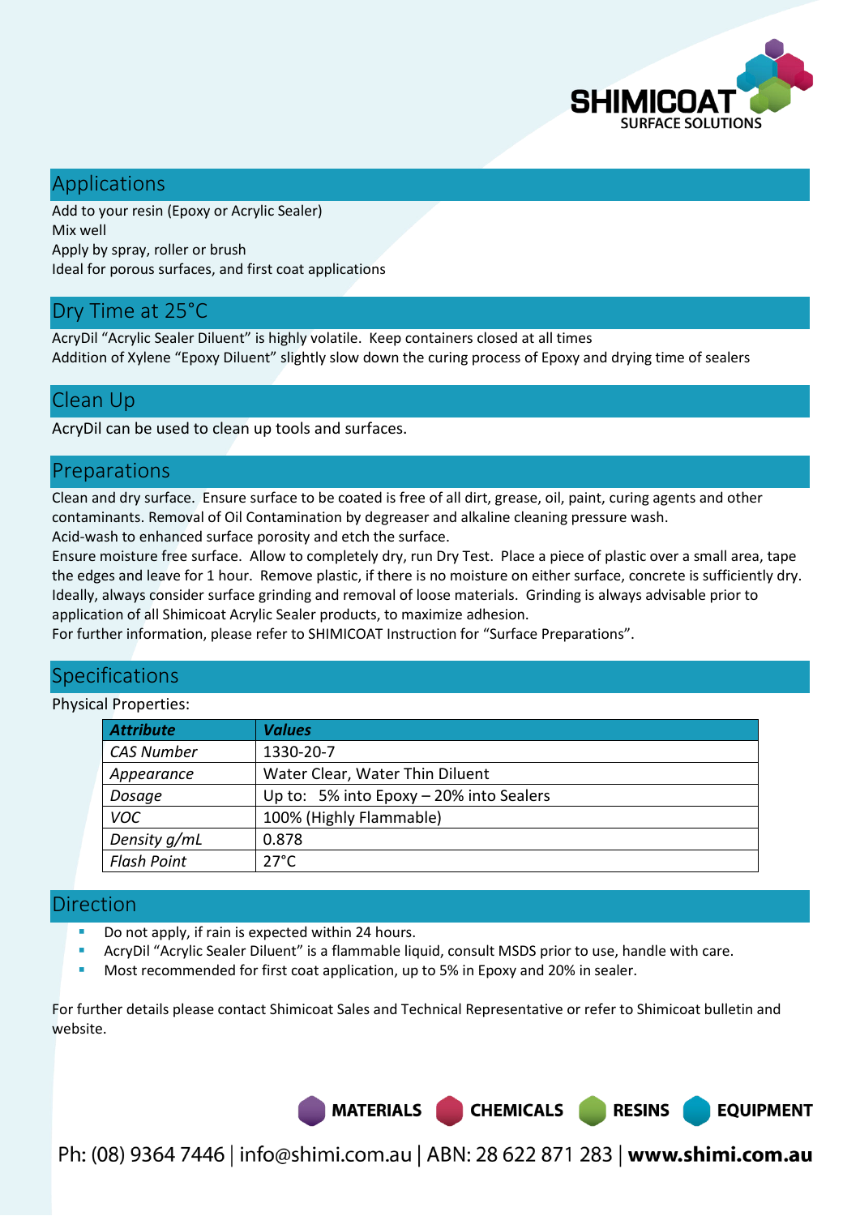## Applications

Add to your resin (Epoxy or Acrylic Sealer)
Mix well
Apply by spray, roller or brush
Ideal for porous surfaces, and first coat applications

## Dry Time at 25°C

AcryDil "Acrylic Sealer Diluent" is highly volatile. Keep containers closed at all times
Addition of Xylene "Epoxy Diluent" slightly slow down the curing process of Epoxy and drying time of sealers

## Clean Up

AcryDil can be used to clean up tools and surfaces.

## Preparations

Clean and dry surface. Ensure surface to be coated is free of all dirt, grease, oil, paint, curing agents and other contaminants. Removal of Oil Contamination by degreaser and alkaline cleaning pressure wash.
Acid-wash to enhanced surface porosity and etch the surface.
Ensure moisture free surface. Allow to completely dry, run Dry Test. Place a piece of plastic over a small area, tape the edges and leave for 1 hour. Remove plastic, if there is no moisture on either surface, concrete is sufficiently dry. Ideally, always consider surface grinding and removal of loose materials. Grinding is always advisable prior to application of all Shimicoat Acrylic Sealer products, to maximize adhesion.
For further information, please refer to SHIMICOAT Instruction for "Surface Preparations".

## Specifications

Physical Properties:

| ***Attribute*** | ***Values*** |
|---|---|
| *CAS Number* | 1330-20-7 |
| *Appearance* | Water Clear, Water Thin Diluent |
| *Dosage* | Up to: 5% into Epoxy – 20% into Sealers |
| *VOC* | 100% (Highly Flammable) |
| *Density g/mL* | 0.878 |
| *Flash Point* | 27°C |

## Direction

- Do not apply, if rain is expected within 24 hours.
- AcryDil "Acrylic Sealer Diluent" is a flammable liquid, consult MSDS prior to use, handle with care.
- Most recommended for first coat application, up to 5% in Epoxy and 20% in sealer.

For further details please contact Shimicoat Sales and Technical Representative or refer to Shimicoat bulletin and website.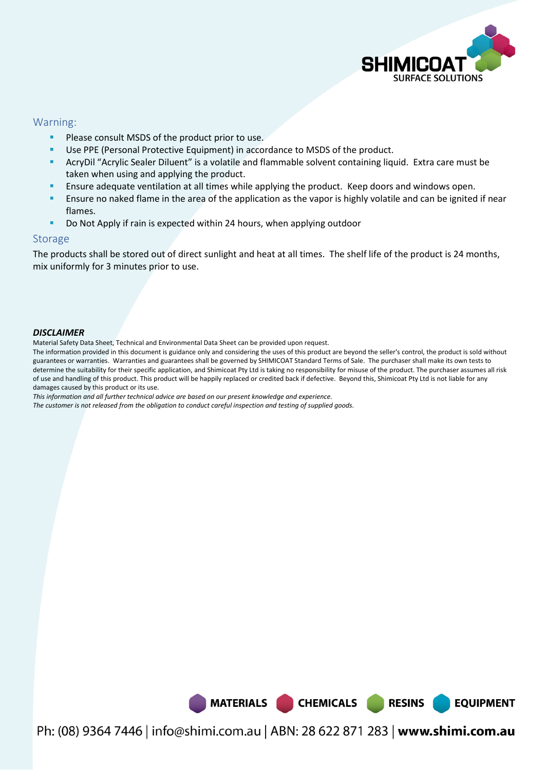## Warning:

- Please consult MSDS of the product prior to use.
- Use PPE (Personal Protective Equipment) in accordance to MSDS of the product.
- AcryDil "Acrylic Sealer Diluent" is a volatile and flammable solvent containing liquid. Extra care must be taken when using and applying the product.
- Ensure adequate ventilation at all times while applying the product. Keep doors and windows open.
- Ensure no naked flame in the area of the application as the vapor is highly volatile and can be ignited if near flames.
- Do Not Apply if rain is expected within 24 hours, when applying outdoor

## Storage

The products shall be stored out of direct sunlight and heat at all times. The shelf life of the product is 24 months, mix uniformly for 3 minutes prior to use.

***DISCLAIMER***

Material Safety Data Sheet, Technical and Environmental Data Sheet can be provided upon request.

The information provided in this document is guidance only and considering the uses of this product are beyond the seller's control, the product is sold without guarantees or warranties. Warranties and guarantees shall be governed by SHIMICOAT Standard Terms of Sale. The purchaser shall make its own tests to determine the suitability for their specific application, and Shimicoat Pty Ltd is taking no responsibility for misuse of the product. The purchaser assumes all risk of use and handling of this product. This product will be happily replaced or credited back if defective. Beyond this, Shimicoat Pty Ltd is not liable for any damages caused by this product or its use.

*This information and all further technical advice are based on our present knowledge and experience.*

*The customer is not released from the obligation to conduct careful inspection and testing of supplied goods.*